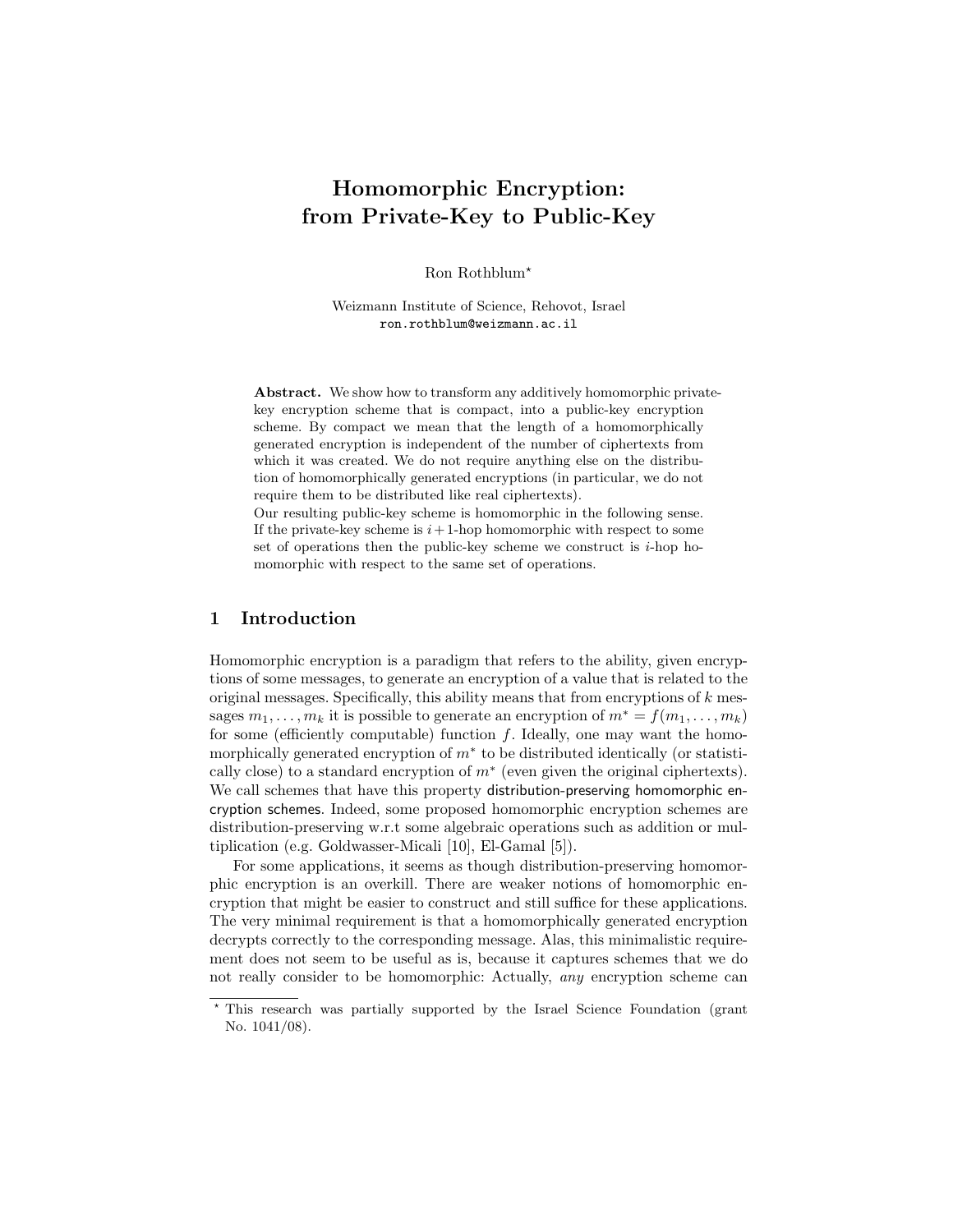# Homomorphic Encryption: from Private-Key to Public-Key

Ron Rothblum*

Weizmann Institute of Science, Rehovot, Israel
ron.rothblum@weizmann.ac.il

**Abstract.** We show how to transform any additively homomorphic private-key encryption scheme that is compact, into a public-key encryption scheme. By compact we mean that the length of a homomorphically generated encryption is independent of the number of ciphertexts from which it was created. We do not require anything else on the distribution of homomorphically generated encryptions (in particular, we do not require them to be distributed like real ciphertexts).
Our resulting public-key scheme is homomorphic in the following sense. If the private-key scheme is $i+1$-hop homomorphic with respect to some set of operations then the public-key scheme we construct is $i$-hop homomorphic with respect to the same set of operations.

## 1 Introduction

Homomorphic encryption is a paradigm that refers to the ability, given encryptions of some messages, to generate an encryption of a value that is related to the original messages. Specifically, this ability means that from encryptions of $k$ messages $m_1, \ldots, m_k$ it is possible to generate an encryption of $m^* = f(m_1, \ldots, m_k)$ for some (efficiently computable) function $f$. Ideally, one may want the homomorphically generated encryption of $m^*$ to be distributed identically (or statistically close) to a standard encryption of $m^*$ (even given the original ciphertexts). We call schemes that have this property distribution-preserving homomorphic encryption schemes. Indeed, some proposed homomorphic encryption schemes are distribution-preserving w.r.t some algebraic operations such as addition or multiplication (e.g. Goldwasser-Micali [10], El-Gamal [5]).

For some applications, it seems as though distribution-preserving homomorphic encryption is an overkill. There are weaker notions of homomorphic encryption that might be easier to construct and still suffice for these applications. The very minimal requirement is that a homomorphically generated encryption decrypts correctly to the corresponding message. Alas, this minimalistic requirement does not seem to be useful as is, because it captures schemes that we do not really consider to be homomorphic: Actually, *any* encryption scheme can

---

* This research was partially supported by the Israel Science Foundation (grant No. 1041/08).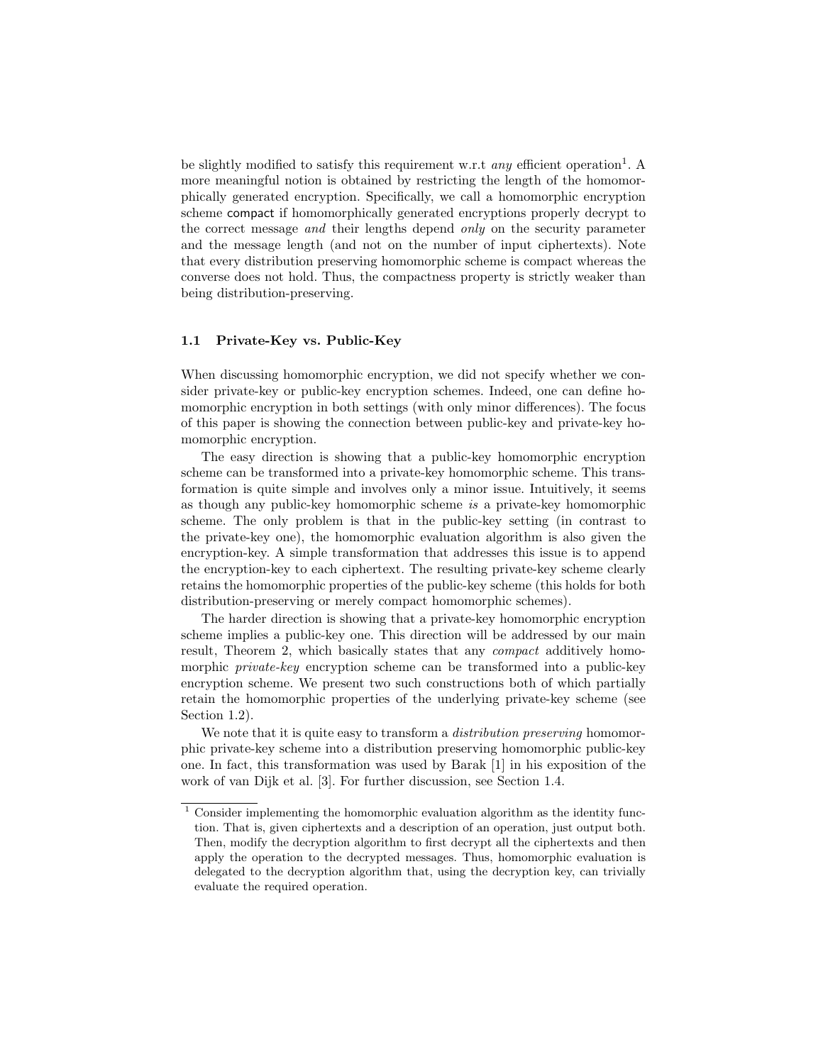be slightly modified to satisfy this requirement w.r.t *any* efficient operation[1]. A more meaningful notion is obtained by restricting the length of the homomorphically generated encryption. Specifically, we call a homomorphic encryption scheme compact if homomorphically generated encryptions properly decrypt to the correct message *and* their lengths depend *only* on the security parameter and the message length (and not on the number of input ciphertexts). Note that every distribution preserving homomorphic scheme is compact whereas the converse does not hold. Thus, the compactness property is strictly weaker than being distribution-preserving.

### 1.1 Private-Key vs. Public-Key

When discussing homomorphic encryption, we did not specify whether we consider private-key or public-key encryption schemes. Indeed, one can define homomorphic encryption in both settings (with only minor differences). The focus of this paper is showing the connection between public-key and private-key homomorphic encryption.

The easy direction is showing that a public-key homomorphic encryption scheme can be transformed into a private-key homomorphic scheme. This transformation is quite simple and involves only a minor issue. Intuitively, it seems as though any public-key homomorphic scheme *is* a private-key homomorphic scheme. The only problem is that in the public-key setting (in contrast to the private-key one), the homomorphic evaluation algorithm is also given the encryption-key. A simple transformation that addresses this issue is to append the encryption-key to each ciphertext. The resulting private-key scheme clearly retains the homomorphic properties of the public-key scheme (this holds for both distribution-preserving or merely compact homomorphic schemes).

The harder direction is showing that a private-key homomorphic encryption scheme implies a public-key one. This direction will be addressed by our main result, Theorem 2, which basically states that any *compact* additively homomorphic *private-key* encryption scheme can be transformed into a public-key encryption scheme. We present two such constructions both of which partially retain the homomorphic properties of the underlying private-key scheme (see Section 1.2).

We note that it is quite easy to transform a *distribution preserving* homomorphic private-key scheme into a distribution preserving homomorphic public-key one. In fact, this transformation was used by Barak [1] in his exposition of the work of van Dijk et al. [3]. For further discussion, see Section 1.4.

---

[1] Consider implementing the homomorphic evaluation algorithm as the identity function. That is, given ciphertexts and a description of an operation, just output both. Then, modify the decryption algorithm to first decrypt all the ciphertexts and then apply the operation to the decrypted messages. Thus, homomorphic evaluation is delegated to the decryption algorithm that, using the decryption key, can trivially evaluate the required operation.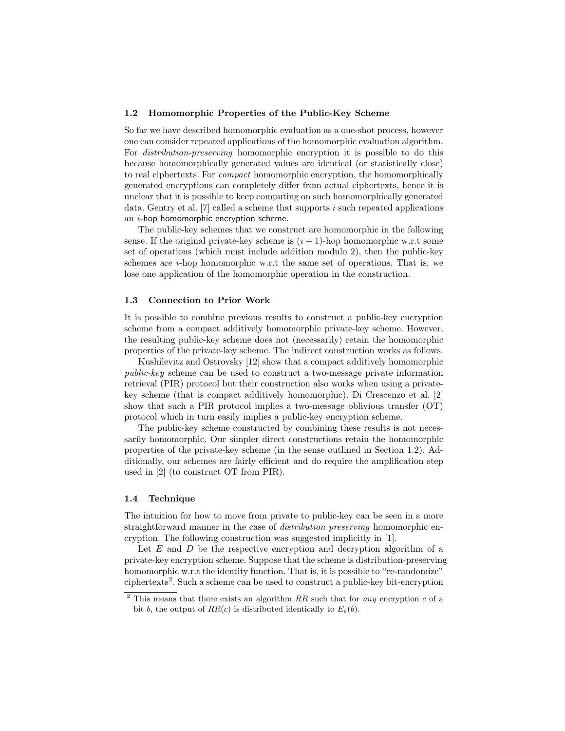### 1.2 Homomorphic Properties of the Public-Key Scheme

So far we have described homomorphic evaluation as a one-shot process, however one can consider repeated applications of the homomorphic evaluation algorithm. For *distribution-preserving* homomorphic encryption it is possible to do this because homomorphically generated values are identical (or statistically close) to real ciphertexts. For *compact* homomorphic encryption, the homomorphically generated encryptions can completely differ from actual ciphertexts, hence it is unclear that it is possible to keep computing on such homomorphically generated data. Gentry et al. [7] called a scheme that supports $i$ such repeated applications an $i$-hop homomorphic encryption scheme.

The public-key schemes that we construct are homomorphic in the following sense. If the original private-key scheme is $(i+1)$-hop homomorphic w.r.t some set of operations (which must include addition modulo 2), then the public-key schemes are $i$-hop homomorphic w.r.t the same set of operations. That is, we lose one application of the homomorphic operation in the construction.

### 1.3 Connection to Prior Work

It is possible to combine previous results to construct a public-key encryption scheme from a compact additively homomorphic private-key scheme. However, the resulting public-key scheme does not (necessarily) retain the homomorphic properties of the private-key scheme. The indirect construction works as follows.

Kushilevitz and Ostrovsky [12] show that a compact additively homomorphic *public-key* scheme can be used to construct a two-message private information retrieval (PIR) protocol but their construction also works when using a private-key scheme (that is compact additively homomorphic). Di Crescenzo et al. [2] show that such a PIR protocol implies a two-message oblivious transfer (OT) protocol which in turn easily implies a public-key encryption scheme.

The public-key scheme constructed by combining these results is not necessarily homomorphic. Our simpler direct constructions retain the homomorphic properties of the private-key scheme (in the sense outlined in Section 1.2). Additionally, our schemes are fairly efficient and do require the amplification step used in [2] (to construct OT from PIR).

### 1.4 Technique

The intuition for how to move from private to public-key can be seen in a more straightforward manner in the case of *distribution preserving* homomorphic encryption. The following construction was suggested implicitly in [1].

Let $E$ and $D$ be the respective encryption and decryption algorithm of a private-key encryption scheme. Suppose that the scheme is distribution-preserving homomorphic w.r.t the identity function. That is, it is possible to "re-randomize" ciphertexts[2]. Such a scheme can be used to construct a public-key bit-encryption

[2] This means that there exists an algorithm $RR$ such that for *any* encryption $c$ of a bit $b$, the output of $RR(c)$ is distributed identically to $E_e(b)$.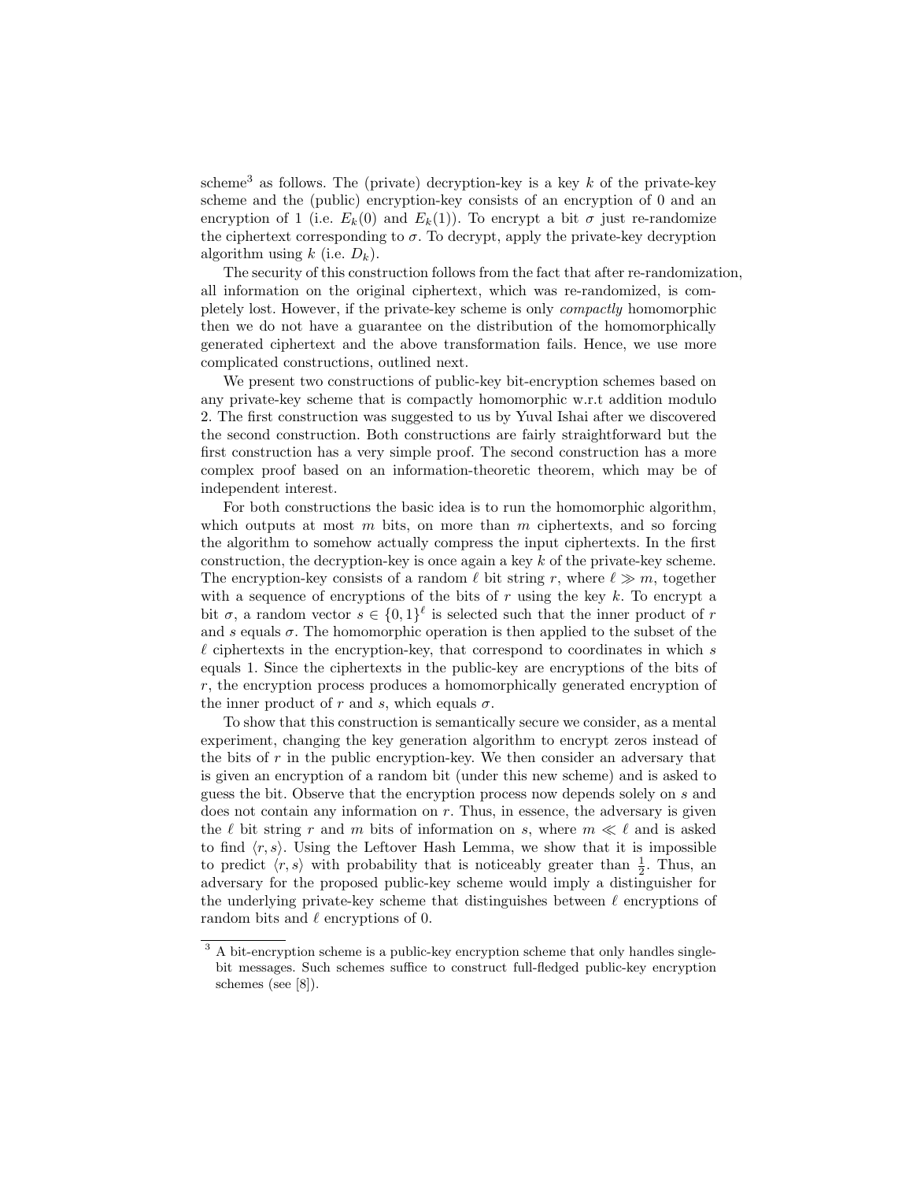scheme[3] as follows. The (private) decryption-key is a key $k$ of the private-key scheme and the (public) encryption-key consists of an encryption of 0 and an encryption of 1 (i.e. $E_k(0)$ and $E_k(1)$). To encrypt a bit $\sigma$ just re-randomize the ciphertext corresponding to $\sigma$. To decrypt, apply the private-key decryption algorithm using $k$ (i.e. $D_k$).

The security of this construction follows from the fact that after re-randomization, all information on the original ciphertext, which was re-randomized, is completely lost. However, if the private-key scheme is only *compactly* homomorphic then we do not have a guarantee on the distribution of the homomorphically generated ciphertext and the above transformation fails. Hence, we use more complicated constructions, outlined next.

We present two constructions of public-key bit-encryption schemes based on any private-key scheme that is compactly homomorphic w.r.t addition modulo 2. The first construction was suggested to us by Yuval Ishai after we discovered the second construction. Both constructions are fairly straightforward but the first construction has a very simple proof. The second construction has a more complex proof based on an information-theoretic theorem, which may be of independent interest.

For both constructions the basic idea is to run the homomorphic algorithm, which outputs at most $m$ bits, on more than $m$ ciphertexts, and so forcing the algorithm to somehow actually compress the input ciphertexts. In the first construction, the decryption-key is once again a key $k$ of the private-key scheme. The encryption-key consists of a random $\ell$ bit string $r$, where $\ell \gg m$, together with a sequence of encryptions of the bits of $r$ using the key $k$. To encrypt a bit $\sigma$, a random vector $s \in \{0,1\}^\ell$ is selected such that the inner product of $r$ and $s$ equals $\sigma$. The homomorphic operation is then applied to the subset of the $\ell$ ciphertexts in the encryption-key, that correspond to coordinates in which $s$ equals 1. Since the ciphertexts in the public-key are encryptions of the bits of $r$, the encryption process produces a homomorphically generated encryption of the inner product of $r$ and $s$, which equals $\sigma$.

To show that this construction is semantically secure we consider, as a mental experiment, changing the key generation algorithm to encrypt zeros instead of the bits of $r$ in the public encryption-key. We then consider an adversary that is given an encryption of a random bit (under this new scheme) and is asked to guess the bit. Observe that the encryption process now depends solely on $s$ and does not contain any information on $r$. Thus, in essence, the adversary is given the $\ell$ bit string $r$ and $m$ bits of information on $s$, where $m \ll \ell$ and is asked to find $\langle r, s \rangle$. Using the Leftover Hash Lemma, we show that it is impossible to predict $\langle r, s \rangle$ with probability that is noticeably greater than $\frac{1}{2}$. Thus, an adversary for the proposed public-key scheme would imply a distinguisher for the underlying private-key scheme that distinguishes between $\ell$ encryptions of random bits and $\ell$ encryptions of 0.

[3] A bit-encryption scheme is a public-key encryption scheme that only handles single-bit messages. Such schemes suffice to construct full-fledged public-key encryption schemes (see [8]).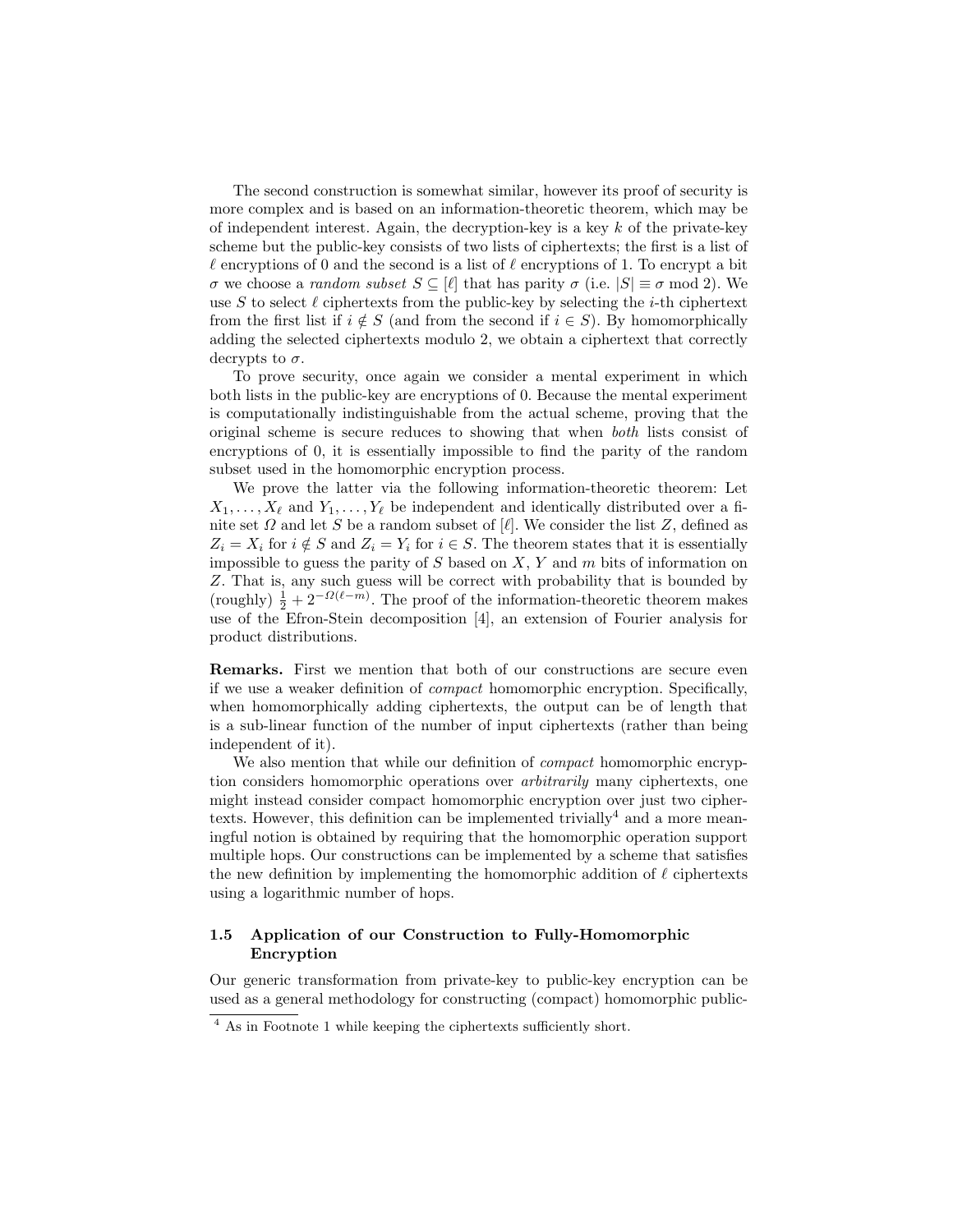The second construction is somewhat similar, however its proof of security is more complex and is based on an information-theoretic theorem, which may be of independent interest. Again, the decryption-key is a key $k$ of the private-key scheme but the public-key consists of two lists of ciphertexts; the first is a list of $\ell$ encryptions of 0 and the second is a list of $\ell$ encryptions of 1. To encrypt a bit $\sigma$ we choose a *random subset* $S \subseteq [\ell]$ that has parity $\sigma$ (i.e. $|S| \equiv \sigma \bmod 2$). We use $S$ to select $\ell$ ciphertexts from the public-key by selecting the $i$-th ciphertext from the first list if $i \notin S$ (and from the second if $i \in S$). By homomorphically adding the selected ciphertexts modulo 2, we obtain a ciphertext that correctly decrypts to $\sigma$.

To prove security, once again we consider a mental experiment in which both lists in the public-key are encryptions of 0. Because the mental experiment is computationally indistinguishable from the actual scheme, proving that the original scheme is secure reduces to showing that when *both* lists consist of encryptions of 0, it is essentially impossible to find the parity of the random subset used in the homomorphic encryption process.

We prove the latter via the following information-theoretic theorem: Let $X_1, \ldots, X_\ell$ and $Y_1, \ldots, Y_\ell$ be independent and identically distributed over a finite set $\Omega$ and let $S$ be a random subset of $[\ell]$. We consider the list $Z$, defined as $Z_i = X_i$ for $i \notin S$ and $Z_i = Y_i$ for $i \in S$. The theorem states that it is essentially impossible to guess the parity of $S$ based on $X$, $Y$ and $m$ bits of information on $Z$. That is, any such guess will be correct with probability that is bounded by (roughly) $\frac{1}{2} + 2^{-\Omega(\ell-m)}$. The proof of the information-theoretic theorem makes use of the Efron-Stein decomposition [4], an extension of Fourier analysis for product distributions.

**Remarks.** First we mention that both of our constructions are secure even if we use a weaker definition of *compact* homomorphic encryption. Specifically, when homomorphically adding ciphertexts, the output can be of length that is a sub-linear function of the number of input ciphertexts (rather than being independent of it).

We also mention that while our definition of *compact* homomorphic encryption considers homomorphic operations over *arbitrarily* many ciphertexts, one might instead consider compact homomorphic encryption over just two ciphertexts. However, this definition can be implemented trivially[4] and a more meaningful notion is obtained by requiring that the homomorphic operation support multiple hops. Our constructions can be implemented by a scheme that satisfies the new definition by implementing the homomorphic addition of $\ell$ ciphertexts using a logarithmic number of hops.

### 1.5 Application of our Construction to Fully-Homomorphic Encryption

Our generic transformation from private-key to public-key encryption can be used as a general methodology for constructing (compact) homomorphic public-

[4] As in Footnote 1 while keeping the ciphertexts sufficiently short.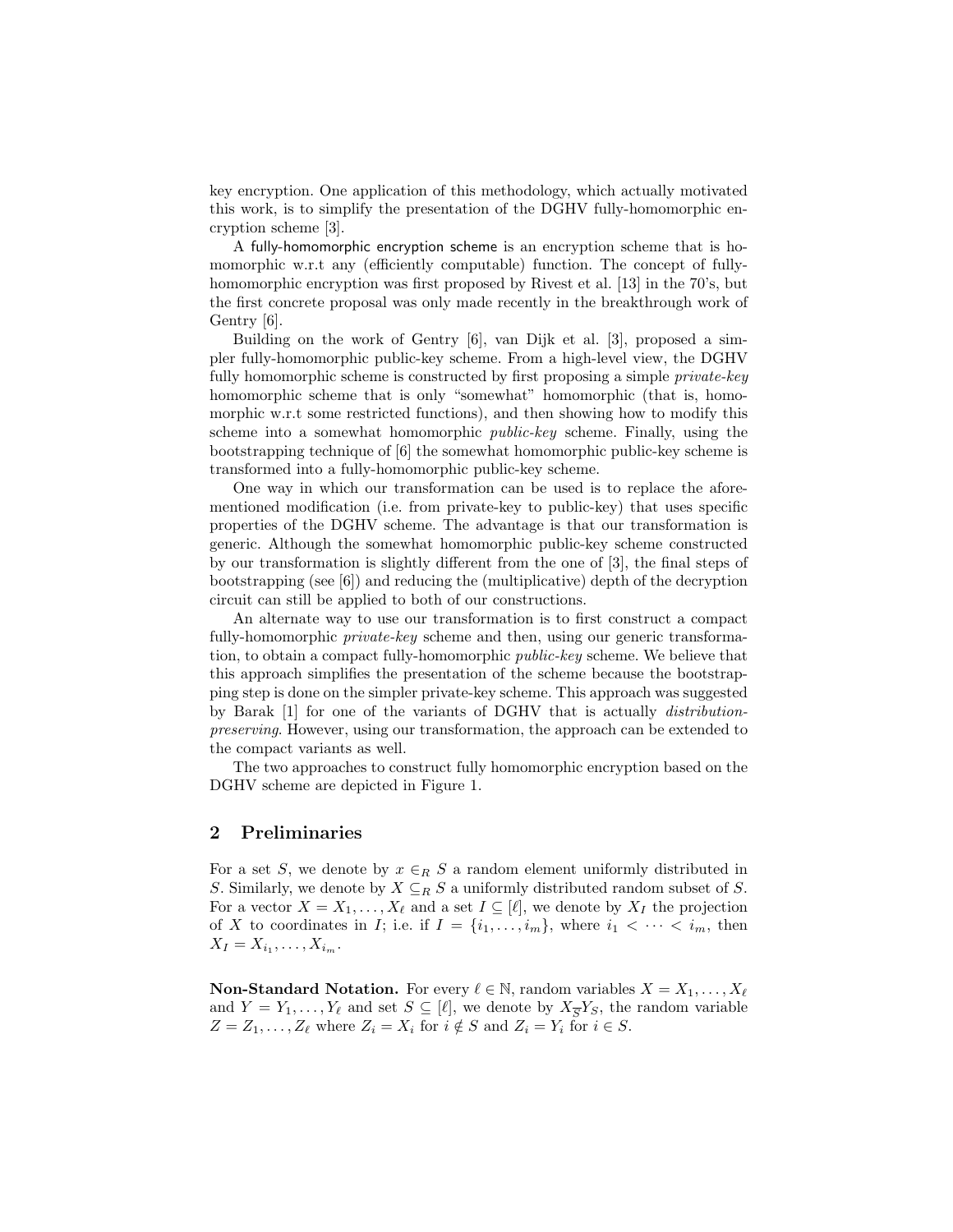key encryption. One application of this methodology, which actually motivated this work, is to simplify the presentation of the DGHV fully-homomorphic encryption scheme [3].

A fully-homomorphic encryption scheme is an encryption scheme that is homomorphic w.r.t any (efficiently computable) function. The concept of fully-homomorphic encryption was first proposed by Rivest et al. [13] in the 70's, but the first concrete proposal was only made recently in the breakthrough work of Gentry [6].

Building on the work of Gentry [6], van Dijk et al. [3], proposed a simpler fully-homomorphic public-key scheme. From a high-level view, the DGHV fully homomorphic scheme is constructed by first proposing a simple *private-key* homomorphic scheme that is only "somewhat" homomorphic (that is, homomorphic w.r.t some restricted functions), and then showing how to modify this scheme into a somewhat homomorphic *public-key* scheme. Finally, using the bootstrapping technique of [6] the somewhat homomorphic public-key scheme is transformed into a fully-homomorphic public-key scheme.

One way in which our transformation can be used is to replace the aforementioned modification (i.e. from private-key to public-key) that uses specific properties of the DGHV scheme. The advantage is that our transformation is generic. Although the somewhat homomorphic public-key scheme constructed by our transformation is slightly different from the one of [3], the final steps of bootstrapping (see [6]) and reducing the (multiplicative) depth of the decryption circuit can still be applied to both of our constructions.

An alternate way to use our transformation is to first construct a compact fully-homomorphic *private-key* scheme and then, using our generic transformation, to obtain a compact fully-homomorphic *public-key* scheme. We believe that this approach simplifies the presentation of the scheme because the bootstrapping step is done on the simpler private-key scheme. This approach was suggested by Barak [1] for one of the variants of DGHV that is actually *distribution-preserving*. However, using our transformation, the approach can be extended to the compact variants as well.

The two approaches to construct fully homomorphic encryption based on the DGHV scheme are depicted in Figure 1.

## 2 Preliminaries

For a set $S$, we denote by $x \in_R S$ a random element uniformly distributed in $S$. Similarly, we denote by $X \subseteq_R S$ a uniformly distributed random subset of $S$. For a vector $X = X_1, \ldots, X_\ell$ and a set $I \subseteq [\ell]$, we denote by $X_I$ the projection of $X$ to coordinates in $I$; i.e. if $I = \{i_1, \ldots, i_m\}$, where $i_1 < \cdots < i_m$, then $X_I = X_{i_1}, \ldots, X_{i_m}$.

**Non-Standard Notation.** For every $\ell \in \mathbb{N}$, random variables $X = X_1, \ldots, X_\ell$ and $Y = Y_1, \ldots, Y_\ell$ and set $S \subseteq [\ell]$, we denote by $X_{\overline{S}}Y_S$, the random variable $Z = Z_1, \ldots, Z_\ell$ where $Z_i = X_i$ for $i \notin S$ and $Z_i = Y_i$ for $i \in S$.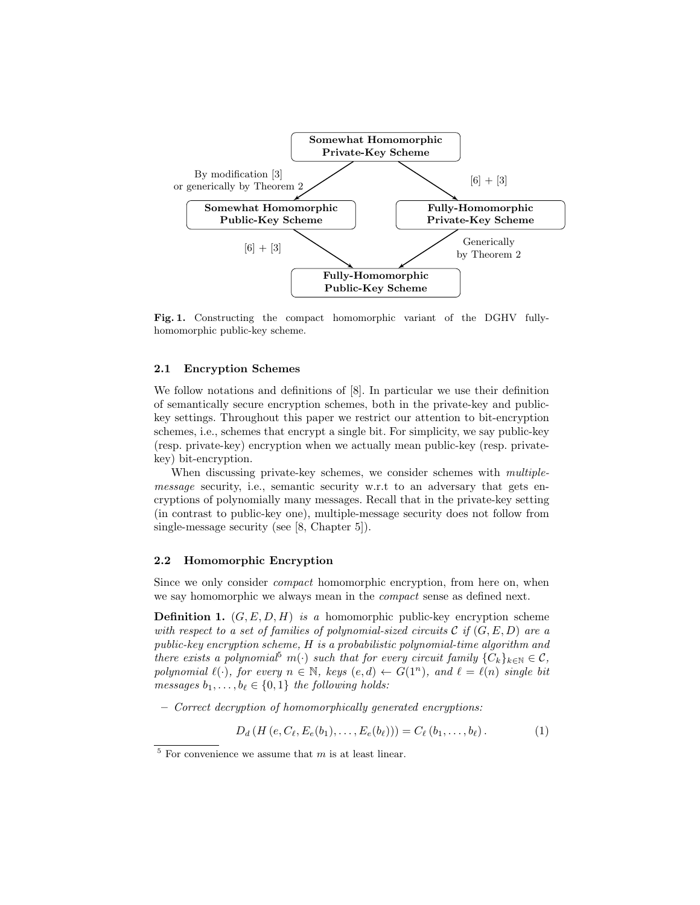Somewhat Homomorphic Private-Key Scheme

By modification [3] or generically by Theorem 2 → Somewhat Homomorphic Public-Key Scheme

[6] + [3] → Fully-Homomorphic Private-Key Scheme

Somewhat Homomorphic Public-Key Scheme → [6] + [3] → Fully-Homomorphic Public-Key Scheme

Fully-Homomorphic Private-Key Scheme → Generically by Theorem 2 → Fully-Homomorphic Public-Key Scheme

**Fig. 1.** Constructing the compact homomorphic variant of the DGHV fully-homomorphic public-key scheme.

### 2.1 Encryption Schemes

We follow notations and definitions of [8]. In particular we use their definition of semantically secure encryption schemes, both in the private-key and public-key settings. Throughout this paper we restrict our attention to bit-encryption schemes, i.e., schemes that encrypt a single bit. For simplicity, we say public-key (resp. private-key) encryption when we actually mean public-key (resp. private-key) bit-encryption.

When discussing private-key schemes, we consider schemes with *multiple-message* security, i.e., semantic security w.r.t to an adversary that gets encryptions of polynomially many messages. Recall that in the private-key setting (in contrast to public-key one), multiple-message security does not follow from single-message security (see [8, Chapter 5]).

### 2.2 Homomorphic Encryption

Since we only consider *compact* homomorphic encryption, from here on, when we say homomorphic we always mean in the *compact* sense as defined next.

**Definition 1.** $(G, E, D, H)$ *is a* homomorphic public-key encryption scheme *with respect to a set of families of polynomial-sized circuits* $\mathcal{C}$ *if* $(G, E, D)$ *are a public-key encryption scheme,* $H$ *is a probabilistic polynomial-time algorithm and there exists a polynomial*[5] $m(\cdot)$ *such that for every circuit family* $\{C_k\}_{k\in\mathbb{N}} \in \mathcal{C}$*, polynomial* $\ell(\cdot)$*, for every* $n \in \mathbb{N}$*, keys* $(e, d) \leftarrow G(1^n)$*, and* $\ell = \ell(n)$ *single bit messages* $b_1, \ldots, b_\ell \in \{0, 1\}$ *the following holds:*

– *Correct decryption of homomorphically generated encryptions:*

$$D_d\left(H\left(e, C_\ell, E_e(b_1), \ldots, E_e(b_\ell)\right)\right) = C_\ell\left(b_1, \ldots, b_\ell\right). \tag{1}$$

[5] For convenience we assume that $m$ is at least linear.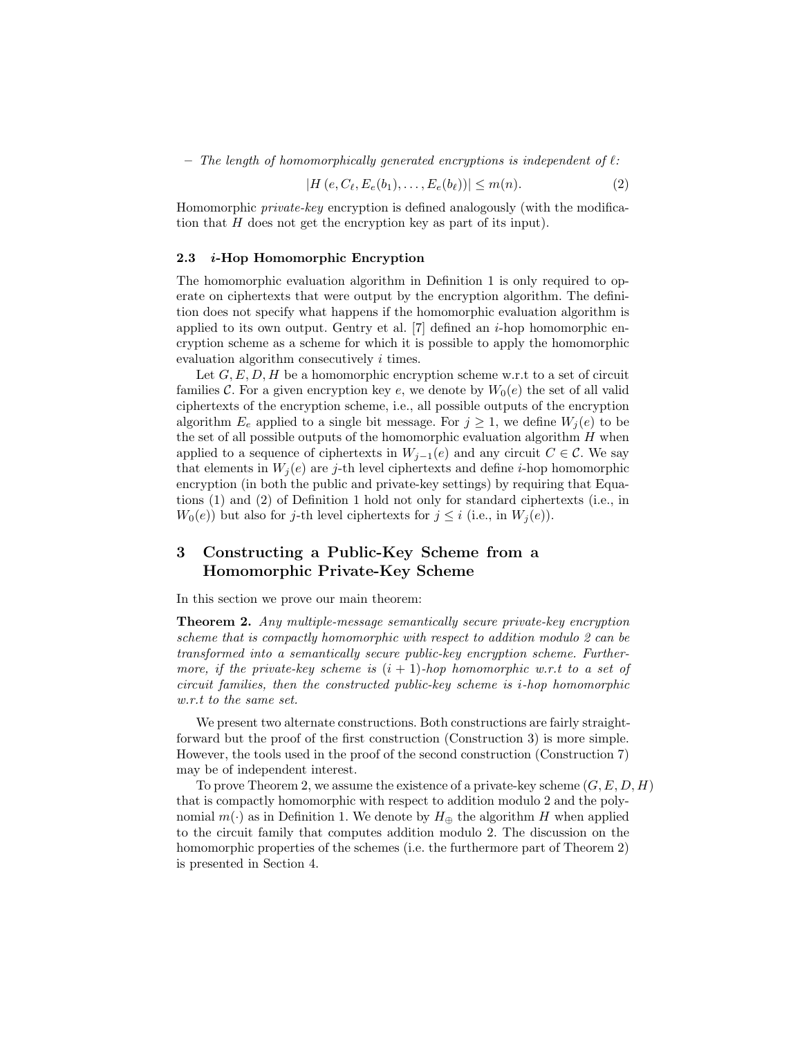– *The length of homomorphically generated encryptions is independent of $\ell$:*

$$|H\left(e, C_\ell, E_e(b_1), \ldots, E_e(b_\ell)\right)| \leq m(n). \tag{2}$$

Homomorphic *private-key* encryption is defined analogously (with the modification that $H$ does not get the encryption key as part of its input).

### 2.3 *i*-Hop Homomorphic Encryption

The homomorphic evaluation algorithm in Definition 1 is only required to operate on ciphertexts that were output by the encryption algorithm. The definition does not specify what happens if the homomorphic evaluation algorithm is applied to its own output. Gentry et al. [7] defined an $i$-hop homomorphic encryption scheme as a scheme for which it is possible to apply the homomorphic evaluation algorithm consecutively $i$ times.

Let $G, E, D, H$ be a homomorphic encryption scheme w.r.t to a set of circuit families $\mathcal{C}$. For a given encryption key $e$, we denote by $W_0(e)$ the set of all valid ciphertexts of the encryption scheme, i.e., all possible outputs of the encryption algorithm $E_e$ applied to a single bit message. For $j \geq 1$, we define $W_j(e)$ to be the set of all possible outputs of the homomorphic evaluation algorithm $H$ when applied to a sequence of ciphertexts in $W_{j-1}(e)$ and any circuit $C \in \mathcal{C}$. We say that elements in $W_j(e)$ are $j$-th level ciphertexts and define $i$-hop homomorphic encryption (in both the public and private-key settings) by requiring that Equations (1) and (2) of Definition 1 hold not only for standard ciphertexts (i.e., in $W_0(e)$) but also for $j$-th level ciphertexts for $j \leq i$ (i.e., in $W_j(e)$).

## 3 Constructing a Public-Key Scheme from a Homomorphic Private-Key Scheme

In this section we prove our main theorem:

**Theorem 2.** *Any multiple-message semantically secure private-key encryption scheme that is compactly homomorphic with respect to addition modulo 2 can be transformed into a semantically secure public-key encryption scheme. Furthermore, if the private-key scheme is $(i+1)$-hop homomorphic w.r.t to a set of circuit families, then the constructed public-key scheme is $i$-hop homomorphic w.r.t to the same set.*

We present two alternate constructions. Both constructions are fairly straightforward but the proof of the first construction (Construction 3) is more simple. However, the tools used in the proof of the second construction (Construction 7) may be of independent interest.

To prove Theorem 2, we assume the existence of a private-key scheme $(G, E, D, H)$ that is compactly homomorphic with respect to addition modulo 2 and the polynomial $m(\cdot)$ as in Definition 1. We denote by $H_\oplus$ the algorithm $H$ when applied to the circuit family that computes addition modulo 2. The discussion on the homomorphic properties of the schemes (i.e. the furthermore part of Theorem 2) is presented in Section 4.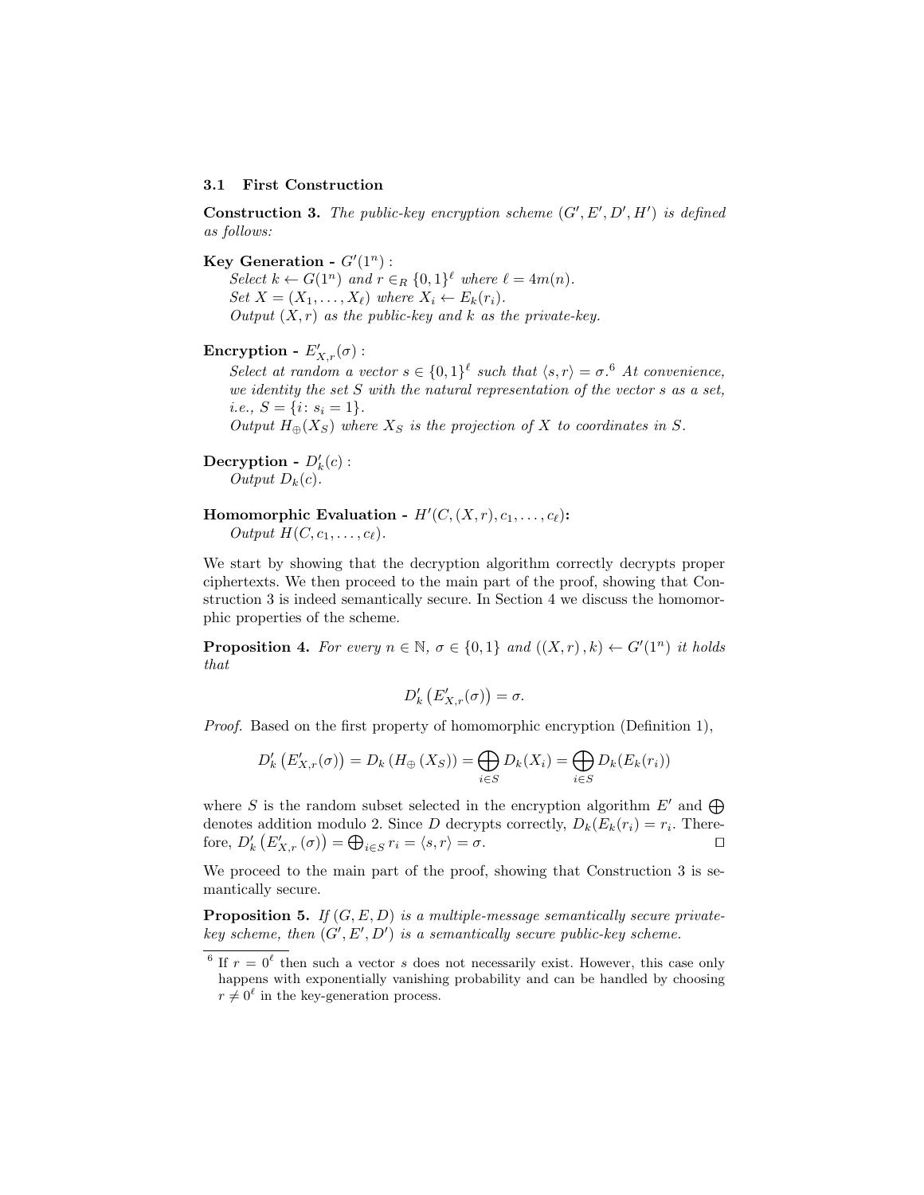### 3.1 First Construction

**Construction 3.** *The public-key encryption scheme $(G', E', D', H')$ is defined as follows:*

**Key Generation -** $G'(1^n)$ :
*Select $k \leftarrow G(1^n)$ and $r \in_R \{0,1\}^\ell$ where $\ell = 4m(n)$.*
*Set $X = (X_1, \ldots, X_\ell)$ where $X_i \leftarrow E_k(r_i)$.*
*Output $(X, r)$ as the public-key and $k$ as the private-key.*

**Encryption -** $E'_{X,r}(\sigma)$ :
*Select at random a vector $s \in \{0,1\}^\ell$ such that $\langle s, r\rangle = \sigma$.*[6] *At convenience, we identity the set $S$ with the natural representation of the vector $s$ as a set, i.e., $S = \{i \colon s_i = 1\}$.*
*Output $H_\oplus(X_S)$ where $X_S$ is the projection of $X$ to coordinates in $S$.*

**Decryption -** $D'_k(c)$ :
*Output $D_k(c)$.*

**Homomorphic Evaluation -** $H'(C, (X, r), c_1, \ldots, c_\ell)$**:**
*Output $H(C, c_1, \ldots, c_\ell)$.*

We start by showing that the decryption algorithm correctly decrypts proper ciphertexts. We then proceed to the main part of the proof, showing that Construction 3 is indeed semantically secure. In Section 4 we discuss the homomorphic properties of the scheme.

**Proposition 4.** *For every $n \in \mathbb{N}$, $\sigma \in \{0,1\}$ and $((X,r), k) \leftarrow G'(1^n)$ it holds that*

$$D'_k\left(E'_{X,r}(\sigma)\right) = \sigma.$$

*Proof.* Based on the first property of homomorphic encryption (Definition 1),

$$D'_k\left(E'_{X,r}(\sigma)\right) = D_k\left(H_\oplus\left(X_S\right)\right) = \bigoplus_{i \in S} D_k(X_i) = \bigoplus_{i \in S} D_k(E_k(r_i))$$

where $S$ is the random subset selected in the encryption algorithm $E'$ and $\bigoplus$ denotes addition modulo 2. Since $D$ decrypts correctly, $D_k(E_k(r_i) = r_i$. Therefore, $D'_k\left(E'_{X,r}(\sigma)\right) = \bigoplus_{i \in S} r_i = \langle s, r\rangle = \sigma$. $\square$

We proceed to the main part of the proof, showing that Construction 3 is semantically secure.

**Proposition 5.** *If $(G, E, D)$ is a multiple-message semantically secure private-key scheme, then $(G', E', D')$ is a semantically secure public-key scheme.*

[6] If $r = 0^\ell$ then such a vector $s$ does not necessarily exist. However, this case only happens with exponentially vanishing probability and can be handled by choosing $r \neq 0^\ell$ in the key-generation process.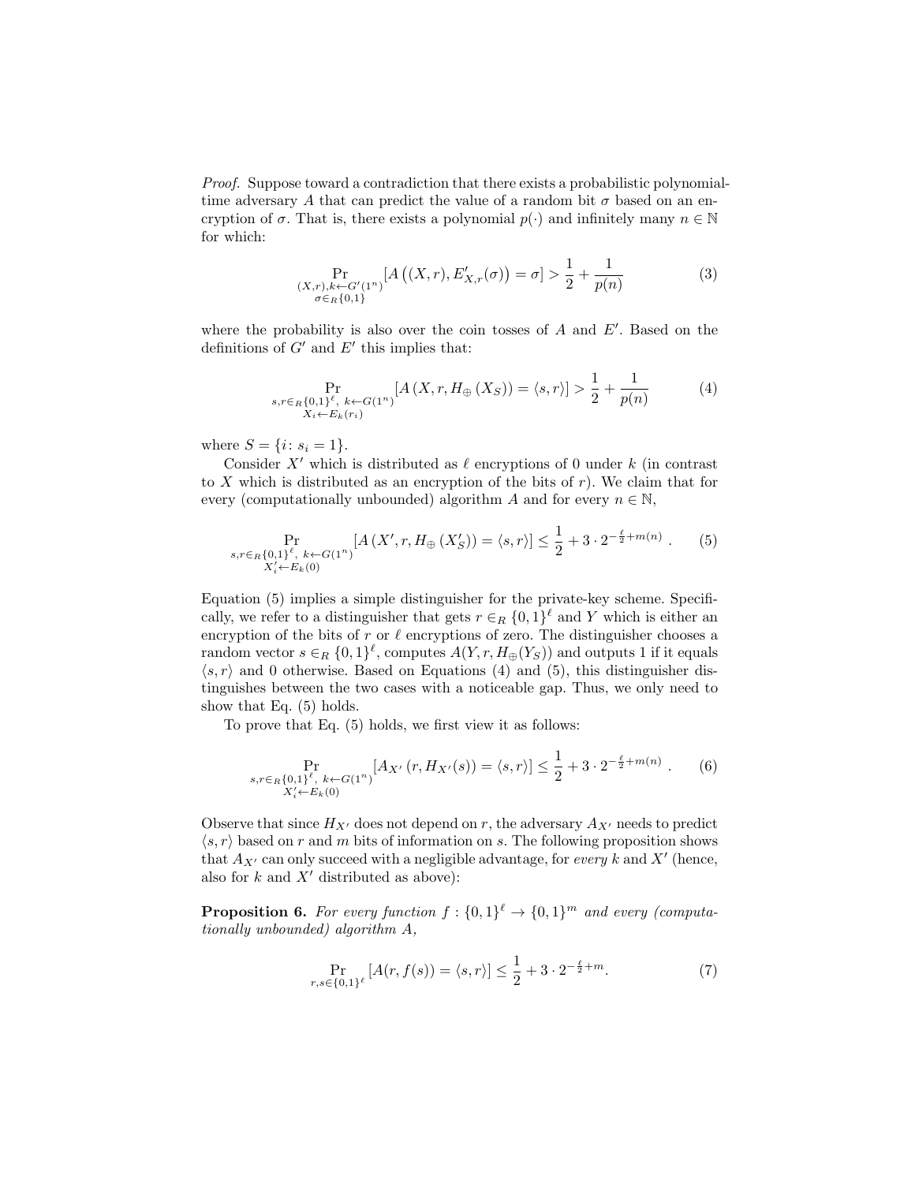*Proof.* Suppose toward a contradiction that there exists a probabilistic polynomial-time adversary $A$ that can predict the value of a random bit $\sigma$ based on an encryption of $\sigma$. That is, there exists a polynomial $p(\cdot)$ and infinitely many $n \in \mathbb{N}$ for which:

$$\Pr_{\substack{(X,r),k \leftarrow G'(1^n) \\ \sigma \in_R \{0,1\}}} \left[ A\left((X,r), E'_{X,r}(\sigma)\right) = \sigma \right] > \frac{1}{2} + \frac{1}{p(n)} \tag{3}$$

where the probability is also over the coin tosses of $A$ and $E'$. Based on the definitions of $G'$ and $E'$ this implies that:

$$\Pr_{\substack{s,r \in_R \{0,1\}^\ell,\ k \leftarrow G(1^n) \\ X_i \leftarrow E_k(r_i)}} \left[ A\left(X, r, H_\oplus\left(X_S\right)\right) = \langle s, r \rangle \right] > \frac{1}{2} + \frac{1}{p(n)} \tag{4}$$

where $S = \{i \colon s_i = 1\}$.

Consider $X'$ which is distributed as $\ell$ encryptions of 0 under $k$ (in contrast to $X$ which is distributed as an encryption of the bits of $r$). We claim that for every (computationally unbounded) algorithm $A$ and for every $n \in \mathbb{N}$,

$$\Pr_{\substack{s,r \in_R \{0,1\}^\ell,\ k \leftarrow G(1^n) \\ X'_i \leftarrow E_k(0)}} \left[ A\left(X', r, H_\oplus\left(X'_S\right)\right) = \langle s, r \rangle \right] \leq \frac{1}{2} + 3 \cdot 2^{-\frac{\ell}{2} + m(n)} . \tag{5}$$

Equation (5) implies a simple distinguisher for the private-key scheme. Specifically, we refer to a distinguisher that gets $r \in_R \{0,1\}^\ell$ and $Y$ which is either an encryption of the bits of $r$ or $\ell$ encryptions of zero. The distinguisher chooses a random vector $s \in_R \{0,1\}^\ell$, computes $A(Y, r, H_\oplus(Y_S))$ and outputs 1 if it equals $\langle s, r \rangle$ and 0 otherwise. Based on Equations (4) and (5), this distinguisher distinguishes between the two cases with a noticeable gap. Thus, we only need to show that Eq. (5) holds.

To prove that Eq. (5) holds, we first view it as follows:

$$\Pr_{\substack{s,r \in_R \{0,1\}^\ell,\ k \leftarrow G(1^n) \\ X'_i \leftarrow E_k(0)}} \left[ A_{X'}\left(r, H_{X'}(s)\right) = \langle s, r \rangle \right] \leq \frac{1}{2} + 3 \cdot 2^{-\frac{\ell}{2} + m(n)} . \tag{6}$$

Observe that since $H_{X'}$ does not depend on $r$, the adversary $A_{X'}$ needs to predict $\langle s, r \rangle$ based on $r$ and $m$ bits of information on $s$. The following proposition shows that $A_{X'}$ can only succeed with a negligible advantage, for *every* $k$ and $X'$ (hence, also for $k$ and $X'$ distributed as above):

**Proposition 6.** *For every function $f : \{0,1\}^\ell \to \{0,1\}^m$ and every (computationally unbounded) algorithm $A$,*

$$\Pr_{r,s \in \{0,1\}^\ell} \left[ A(r, f(s)) = \langle s, r \rangle \right] \leq \frac{1}{2} + 3 \cdot 2^{-\frac{\ell}{2} + m}. \tag{7}$$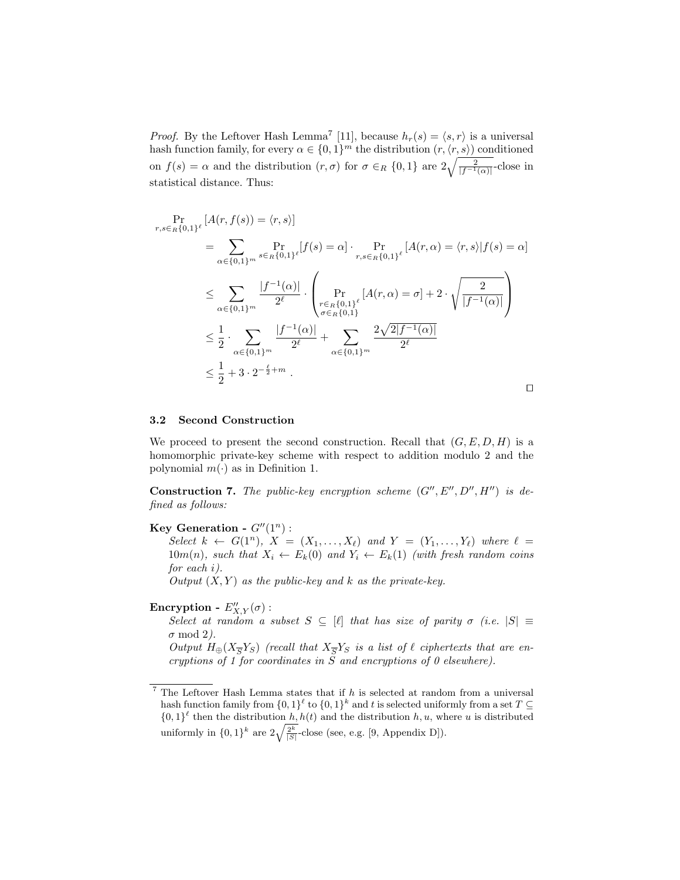*Proof.* By the Leftover Hash Lemma[7] [11], because $h_r(s) = \langle s, r \rangle$ is a universal hash function family, for every $\alpha \in \{0,1\}^m$ the distribution $(r, \langle r, s \rangle)$ conditioned on $f(s) = \alpha$ and the distribution $(r, \sigma)$ for $\sigma \in_R \{0,1\}$ are $2\sqrt{\frac{2}{|f^{-1}(\alpha)|}}$-close in statistical distance. Thus:

$$
\begin{aligned}
&\Pr_{r,s \in_R \{0,1\}^\ell}[A(r, f(s)) = \langle r, s \rangle] \\
&\quad = \sum_{\alpha \in \{0,1\}^m} \Pr_{s \in_R \{0,1\}^\ell}[f(s) = \alpha] \cdot \Pr_{r,s \in_R \{0,1\}^\ell}[A(r, \alpha) = \langle r, s \rangle | f(s) = \alpha] \\
&\quad \leq \sum_{\alpha \in \{0,1\}^m} \frac{|f^{-1}(\alpha)|}{2^\ell} \cdot \left( \Pr_{\substack{r \in_R \{0,1\}^\ell \\ \sigma \in_R \{0,1\}}}[A(r, \alpha) = \sigma] + 2 \cdot \sqrt{\frac{2}{|f^{-1}(\alpha)|}} \right) \\
&\quad \leq \frac{1}{2} \cdot \sum_{\alpha \in \{0,1\}^m} \frac{|f^{-1}(\alpha)|}{2^\ell} + \sum_{\alpha \in \{0,1\}^m} \frac{2\sqrt{2|f^{-1}(\alpha)|}}{2^\ell} \\
&\quad \leq \frac{1}{2} + 3 \cdot 2^{-\frac{\ell}{2} + m} .
\end{aligned}
$$

□

### 3.2 Second Construction

We proceed to present the second construction. Recall that $(G, E, D, H)$ is a homomorphic private-key scheme with respect to addition modulo 2 and the polynomial $m(\cdot)$ as in Definition 1.

**Construction 7.** *The public-key encryption scheme $(G'', E'', D'', H'')$ is defined as follows:*

**Key Generation -** $G''(1^n)$ **:**
*Select $k \leftarrow G(1^n)$, $X = (X_1, \ldots, X_\ell)$ and $Y = (Y_1, \ldots, Y_\ell)$ where $\ell = 10m(n)$, such that $X_i \leftarrow E_k(0)$ and $Y_i \leftarrow E_k(1)$ (with fresh random coins for each $i$).*
*Output $(X, Y)$ as the public-key and $k$ as the private-key.*

**Encryption -** $E''_{X,Y}(\sigma)$ **:**
*Select at random a subset $S \subseteq [\ell]$ that has size of parity $\sigma$ (i.e. $|S| \equiv \sigma \bmod 2$).*
*Output $H_\oplus(X_{\overline{S}} Y_S)$ (recall that $X_{\overline{S}} Y_S$ is a list of $\ell$ ciphertexts that are encryptions of 1 for coordinates in $S$ and encryptions of 0 elsewhere).*

[7] The Leftover Hash Lemma states that if $h$ is selected at random from a universal hash function family from $\{0,1\}^\ell$ to $\{0,1\}^k$ and $t$ is selected uniformly from a set $T \subseteq \{0,1\}^\ell$ then the distribution $h, h(t)$ and the distribution $h, u$, where $u$ is distributed uniformly in $\{0,1\}^k$ are $2\sqrt{\frac{2^k}{|S|}}$-close (see, e.g. [9, Appendix D]).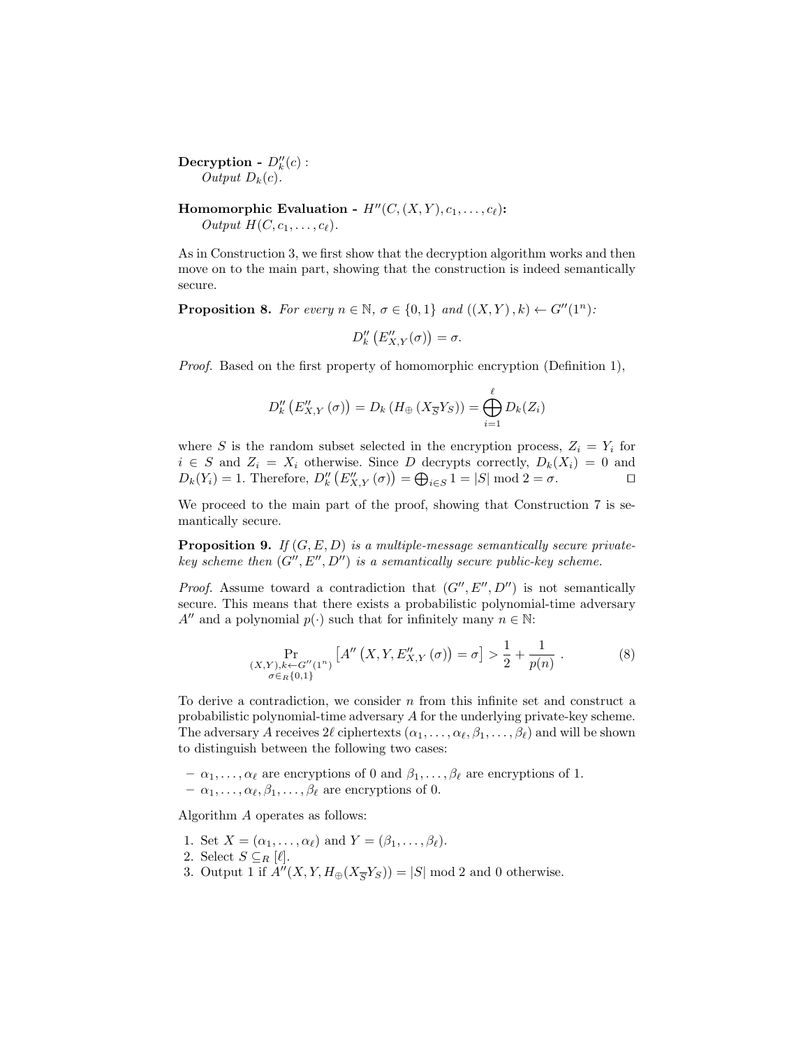**Decryption -** $D''_k(c)$ :
*Output* $D_k(c)$.

**Homomorphic Evaluation -** $H''(C,(X,Y),c_1,\ldots,c_\ell)$**:**
*Output* $H(C,c_1,\ldots,c_\ell)$.

As in Construction 3, we first show that the decryption algorithm works and then move on to the main part, showing that the construction is indeed semantically secure.

**Proposition 8.** *For every* $n \in \mathbb{N}$, $\sigma \in \{0,1\}$ *and* $((X,Y),k) \leftarrow G''(1^n)$*:*

$$D''_k\left(E''_{X,Y}(\sigma)\right) = \sigma.$$

*Proof.* Based on the first property of homomorphic encryption (Definition 1),

$$D''_k\left(E''_{X,Y}(\sigma)\right) = D_k\left(H_\oplus\left(X_{\overline{S}}Y_S\right)\right) = \bigoplus_{i=1}^{\ell} D_k(Z_i)$$

where $S$ is the random subset selected in the encryption process, $Z_i = Y_i$ for $i \in S$ and $Z_i = X_i$ otherwise. Since $D$ decrypts correctly, $D_k(X_i) = 0$ and $D_k(Y_i) = 1$. Therefore, $D''_k\left(E''_{X,Y}(\sigma)\right) = \bigoplus_{i \in S} 1 = |S| \bmod 2 = \sigma$. □

We proceed to the main part of the proof, showing that Construction 7 is semantically secure.

**Proposition 9.** *If* $(G,E,D)$ *is a multiple-message semantically secure private-key scheme then* $(G'',E'',D'')$ *is a semantically secure public-key scheme.*

*Proof.* Assume toward a contradiction that $(G'',E'',D'')$ is not semantically secure. This means that there exists a probabilistic polynomial-time adversary $A''$ and a polynomial $p(\cdot)$ such that for infinitely many $n \in \mathbb{N}$:

$$\Pr_{\substack{(X,Y),k \leftarrow G''(1^n) \\ \sigma \in_R \{0,1\}}}\left[A''\left(X,Y,E''_{X,Y}(\sigma)\right) = \sigma\right] > \frac{1}{2} + \frac{1}{p(n)}\ . \tag{8}$$

To derive a contradiction, we consider $n$ from this infinite set and construct a probabilistic polynomial-time adversary $A$ for the underlying private-key scheme. The adversary $A$ receives $2\ell$ ciphertexts $(\alpha_1,\ldots,\alpha_\ell,\beta_1,\ldots,\beta_\ell)$ and will be shown to distinguish between the following two cases:

- $\alpha_1,\ldots,\alpha_\ell$ are encryptions of 0 and $\beta_1,\ldots,\beta_\ell$ are encryptions of 1.
- $\alpha_1,\ldots,\alpha_\ell,\beta_1,\ldots,\beta_\ell$ are encryptions of 0.

Algorithm $A$ operates as follows:

1. Set $X = (\alpha_1,\ldots,\alpha_\ell)$ and $Y = (\beta_1,\ldots,\beta_\ell)$.
2. Select $S \subseteq_R [\ell]$.
3. Output 1 if $A''(X,Y,H_\oplus(X_{\overline{S}}Y_S)) = |S| \bmod 2$ and 0 otherwise.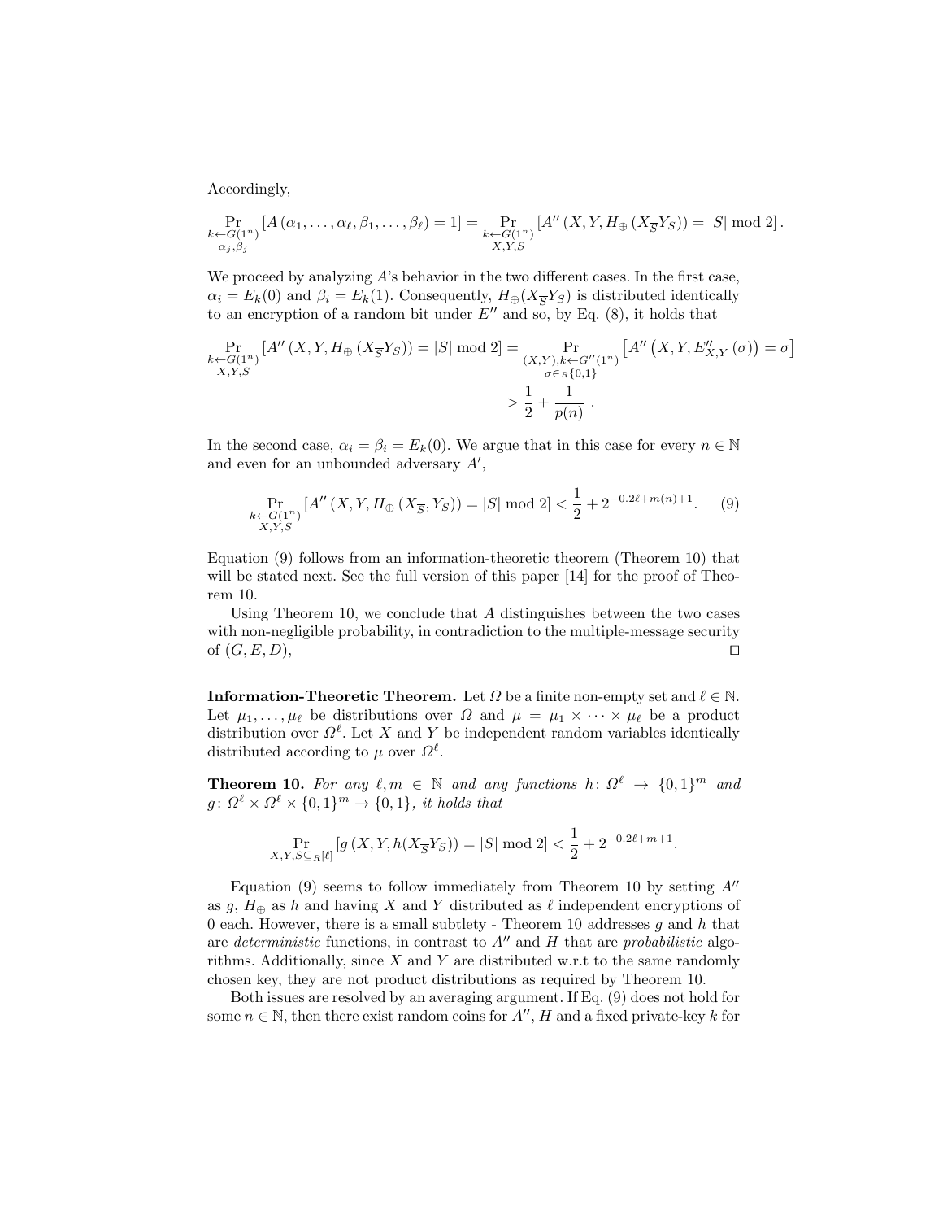Accordingly,

$$\Pr_{\substack{k \leftarrow G(1^n) \\ \alpha_j, \beta_j}} [A(\alpha_1, \ldots, \alpha_\ell, \beta_1, \ldots, \beta_\ell) = 1] = \Pr_{\substack{k \leftarrow G(1^n) \\ X,Y,S}} [A''(X, Y, H_\oplus(X_{\overline{S}} Y_S)) = |S| \bmod 2] .$$

We proceed by analyzing $A$'s behavior in the two different cases. In the first case, $\alpha_i = E_k(0)$ and $\beta_i = E_k(1)$. Consequently, $H_\oplus(X_{\overline{S}} Y_S)$ is distributed identically to an encryption of a random bit under $E''$ and so, by Eq. (8), it holds that

$$\Pr_{\substack{k \leftarrow G(1^n) \\ X,Y,S}} [A''(X, Y, H_\oplus(X_{\overline{S}} Y_S)) = |S| \bmod 2] = \Pr_{\substack{(X,Y), k \leftarrow G''(1^n) \\ \sigma \in_R \{0,1\}}} \left[A''\left(X, Y, E''_{X,Y}(\sigma)\right) = \sigma\right]$$
$$> \frac{1}{2} + \frac{1}{p(n)} .$$

In the second case, $\alpha_i = \beta_i = E_k(0)$. We argue that in this case for every $n \in \mathbb{N}$ and even for an unbounded adversary $A'$,

$$\Pr_{\substack{k \leftarrow G(1^n) \\ X,Y,S}} [A''(X, Y, H_\oplus(X_{\overline{S}}, Y_S)) = |S| \bmod 2] < \frac{1}{2} + 2^{-0.2\ell + m(n) + 1}. \quad (9)$$

Equation (9) follows from an information-theoretic theorem (Theorem 10) that will be stated next. See the full version of this paper [14] for the proof of Theorem 10.

Using Theorem 10, we conclude that $A$ distinguishes between the two cases with non-negligible probability, in contradiction to the multiple-message security of $(G, E, D)$, □

**Information-Theoretic Theorem.** Let $\Omega$ be a finite non-empty set and $\ell \in \mathbb{N}$. Let $\mu_1, \ldots, \mu_\ell$ be distributions over $\Omega$ and $\mu = \mu_1 \times \cdots \times \mu_\ell$ be a product distribution over $\Omega^\ell$. Let $X$ and $Y$ be independent random variables identically distributed according to $\mu$ over $\Omega^\ell$.

**Theorem 10.** *For any $\ell, m \in \mathbb{N}$ and any functions $h \colon \Omega^\ell \to \{0,1\}^m$ and $g \colon \Omega^\ell \times \Omega^\ell \times \{0,1\}^m \to \{0,1\}$, it holds that*

$$\Pr_{X,Y,S \subseteq_R [\ell]} [g(X, Y, h(X_{\overline{S}} Y_S)) = |S| \bmod 2] < \frac{1}{2} + 2^{-0.2\ell + m + 1}.$$

Equation (9) seems to follow immediately from Theorem 10 by setting $A''$ as $g$, $H_\oplus$ as $h$ and having $X$ and $Y$ distributed as $\ell$ independent encryptions of 0 each. However, there is a small subtlety - Theorem 10 addresses $g$ and $h$ that are *deterministic* functions, in contrast to $A''$ and $H$ that are *probabilistic* algorithms. Additionally, since $X$ and $Y$ are distributed w.r.t to the same randomly chosen key, they are not product distributions as required by Theorem 10.

Both issues are resolved by an averaging argument. If Eq. (9) does not hold for some $n \in \mathbb{N}$, then there exist random coins for $A''$, $H$ and a fixed private-key $k$ for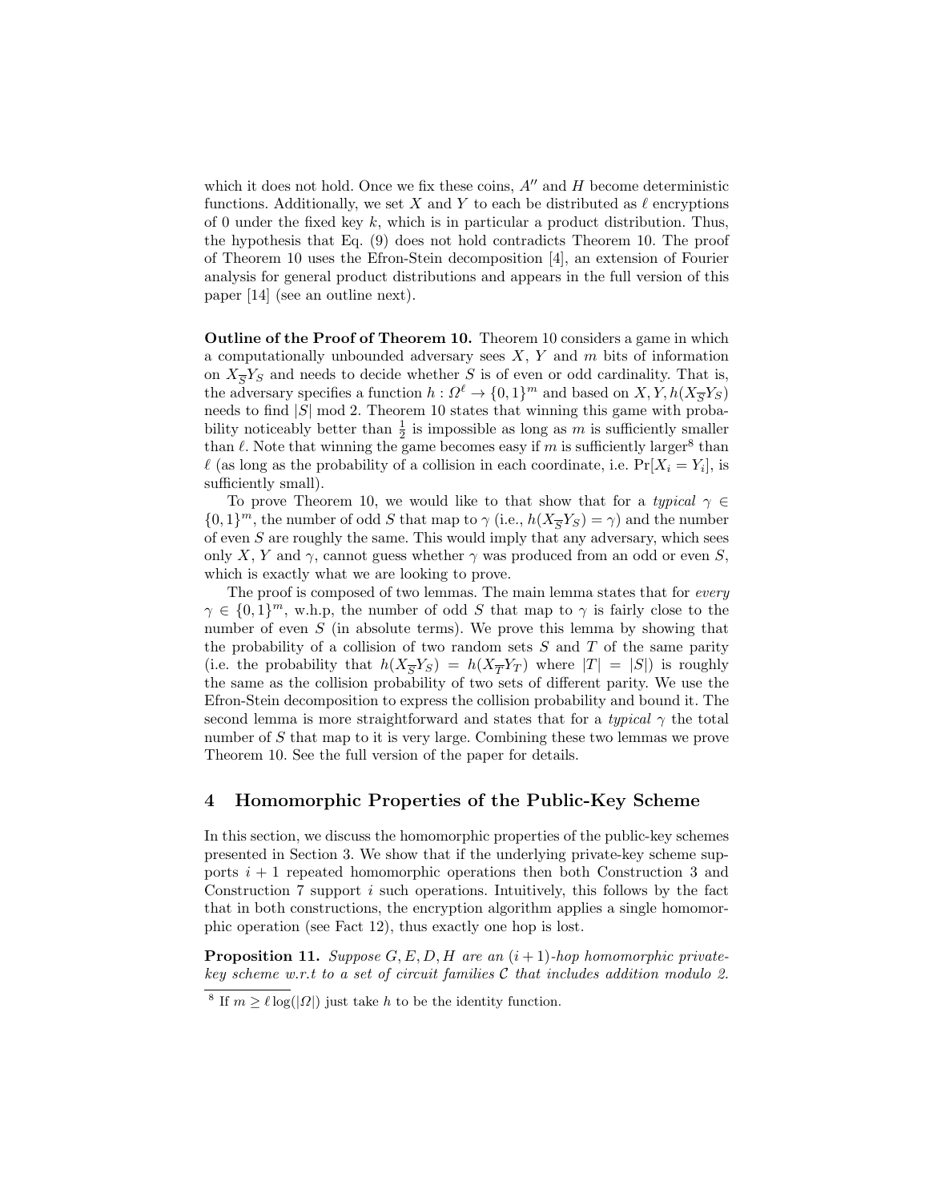which it does not hold. Once we fix these coins, $A''$ and $H$ become deterministic functions. Additionally, we set $X$ and $Y$ to each be distributed as $\ell$ encryptions of 0 under the fixed key $k$, which is in particular a product distribution. Thus, the hypothesis that Eq. (9) does not hold contradicts Theorem 10. The proof of Theorem 10 uses the Efron-Stein decomposition [4], an extension of Fourier analysis for general product distributions and appears in the full version of this paper [14] (see an outline next).

**Outline of the Proof of Theorem 10.** Theorem 10 considers a game in which a computationally unbounded adversary sees $X$, $Y$ and $m$ bits of information on $X_{\overline{S}}Y_S$ and needs to decide whether $S$ is of even or odd cardinality. That is, the adversary specifies a function $h : \Omega^\ell \to \{0,1\}^m$ and based on $X, Y, h(X_{\overline{S}}Y_S)$ needs to find $|S| \bmod 2$. Theorem 10 states that winning this game with probability noticeably better than $\frac{1}{2}$ is impossible as long as $m$ is sufficiently smaller than $\ell$. Note that winning the game becomes easy if $m$ is sufficiently larger[8] than $\ell$ (as long as the probability of a collision in each coordinate, i.e. $\Pr[X_i = Y_i]$, is sufficiently small).

To prove Theorem 10, we would like to that show that for a *typical* $\gamma \in \{0,1\}^m$, the number of odd $S$ that map to $\gamma$ (i.e., $h(X_{\overline{S}}Y_S) = \gamma$) and the number of even $S$ are roughly the same. This would imply that any adversary, which sees only $X$, $Y$ and $\gamma$, cannot guess whether $\gamma$ was produced from an odd or even $S$, which is exactly what we are looking to prove.

The proof is composed of two lemmas. The main lemma states that for *every* $\gamma \in \{0,1\}^m$, w.h.p, the number of odd $S$ that map to $\gamma$ is fairly close to the number of even $S$ (in absolute terms). We prove this lemma by showing that the probability of a collision of two random sets $S$ and $T$ of the same parity (i.e. the probability that $h(X_{\overline{S}}Y_S) = h(X_{\overline{T}}Y_T)$ where $|T| = |S|$) is roughly the same as the collision probability of two sets of different parity. We use the Efron-Stein decomposition to express the collision probability and bound it. The second lemma is more straightforward and states that for a *typical* $\gamma$ the total number of $S$ that map to it is very large. Combining these two lemmas we prove Theorem 10. See the full version of the paper for details.

## 4 Homomorphic Properties of the Public-Key Scheme

In this section, we discuss the homomorphic properties of the public-key schemes presented in Section 3. We show that if the underlying private-key scheme supports $i+1$ repeated homomorphic operations then both Construction 3 and Construction 7 support $i$ such operations. Intuitively, this follows by the fact that in both constructions, the encryption algorithm applies a single homomorphic operation (see Fact 12), thus exactly one hop is lost.

**Proposition 11.** *Suppose $G, E, D, H$ are an $(i+1)$-hop homomorphic private-key scheme w.r.t to a set of circuit families $\mathcal{C}$ that includes addition modulo 2.*

[8] If $m \geq \ell \log(|\Omega|)$ just take $h$ to be the identity function.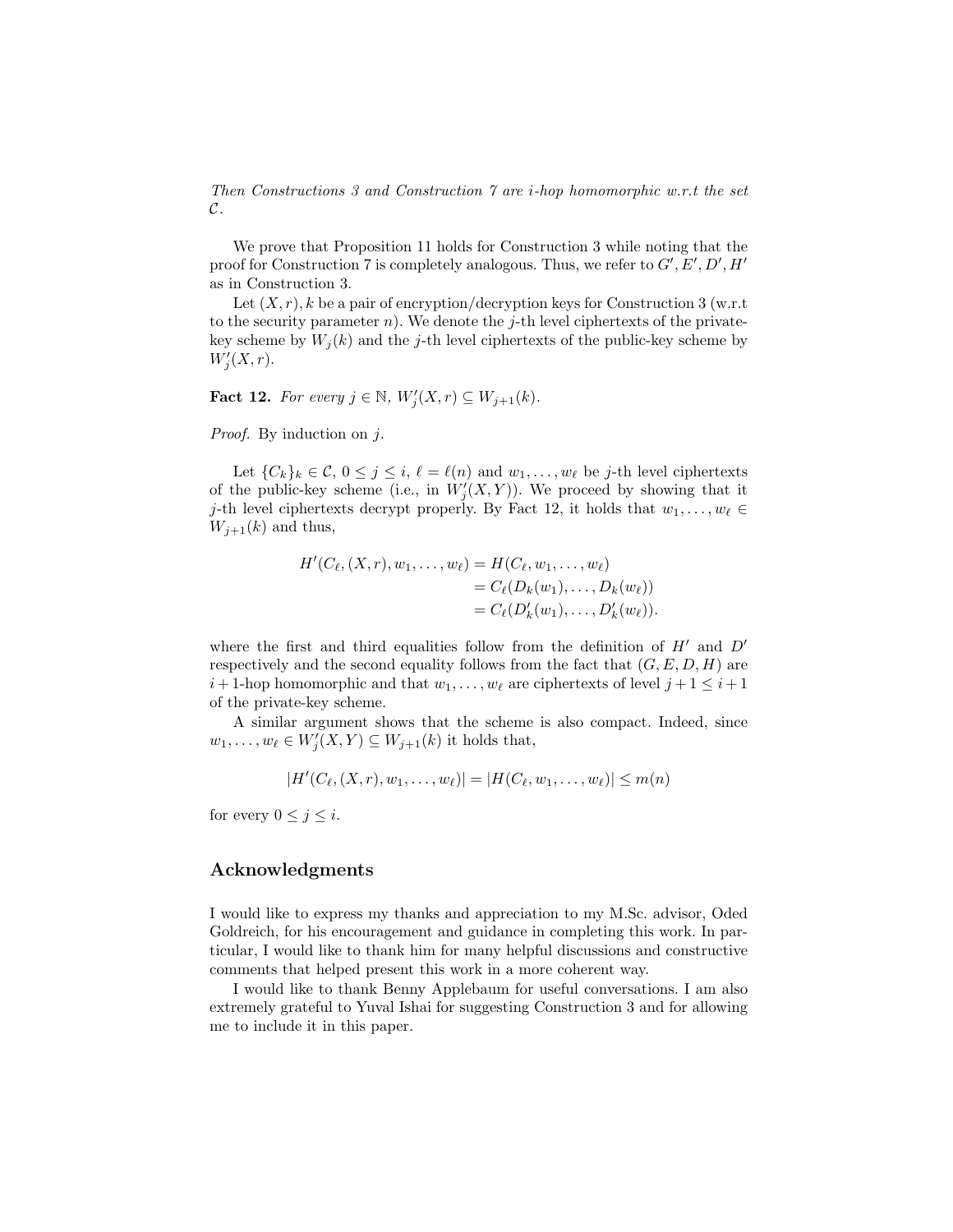*Then Constructions 3 and Construction 7 are $i$-hop homomorphic w.r.t the set $\mathcal{C}$.*

We prove that Proposition 11 holds for Construction 3 while noting that the proof for Construction 7 is completely analogous. Thus, we refer to $G', E', D', H'$ as in Construction 3.

Let $(X, r), k$ be a pair of encryption/decryption keys for Construction 3 (w.r.t to the security parameter $n$). We denote the $j$-th level ciphertexts of the private-key scheme by $W_j(k)$ and the $j$-th level ciphertexts of the public-key scheme by $W'_j(X, r)$.

**Fact 12.** *For every $j \in \mathbb{N}$, $W'_j(X, r) \subseteq W_{j+1}(k)$.*

*Proof.* By induction on $j$.

Let $\{C_k\}_k \in \mathcal{C}$, $0 \leq j \leq i$, $\ell = \ell(n)$ and $w_1, \ldots, w_\ell$ be $j$-th level ciphertexts of the public-key scheme (i.e., in $W'_j(X, Y)$). We proceed by showing that it $j$-th level ciphertexts decrypt properly. By Fact 12, it holds that $w_1, \ldots, w_\ell \in W_{j+1}(k)$ and thus,

$$
\begin{aligned}
H'(C_\ell, (X, r), w_1, \ldots, w_\ell) &= H(C_\ell, w_1, \ldots, w_\ell) \\
&= C_\ell(D_k(w_1), \ldots, D_k(w_\ell)) \\
&= C_\ell(D'_k(w_1), \ldots, D'_k(w_\ell)).
\end{aligned}
$$

where the first and third equalities follow from the definition of $H'$ and $D'$ respectively and the second equality follows from the fact that $(G, E, D, H)$ are $i+1$-hop homomorphic and that $w_1, \ldots, w_\ell$ are ciphertexts of level $j + 1 \leq i + 1$ of the private-key scheme.

A similar argument shows that the scheme is also compact. Indeed, since $w_1, \ldots, w_\ell \in W'_j(X, Y) \subseteq W_{j+1}(k)$ it holds that,

$$
|H'(C_\ell, (X, r), w_1, \ldots, w_\ell)| = |H(C_\ell, w_1, \ldots, w_\ell)| \leq m(n)
$$

for every $0 \leq j \leq i$.

## Acknowledgments

I would like to express my thanks and appreciation to my M.Sc. advisor, Oded Goldreich, for his encouragement and guidance in completing this work. In particular, I would like to thank him for many helpful discussions and constructive comments that helped present this work in a more coherent way.

I would like to thank Benny Applebaum for useful conversations. I am also extremely grateful to Yuval Ishai for suggesting Construction 3 and for allowing me to include it in this paper.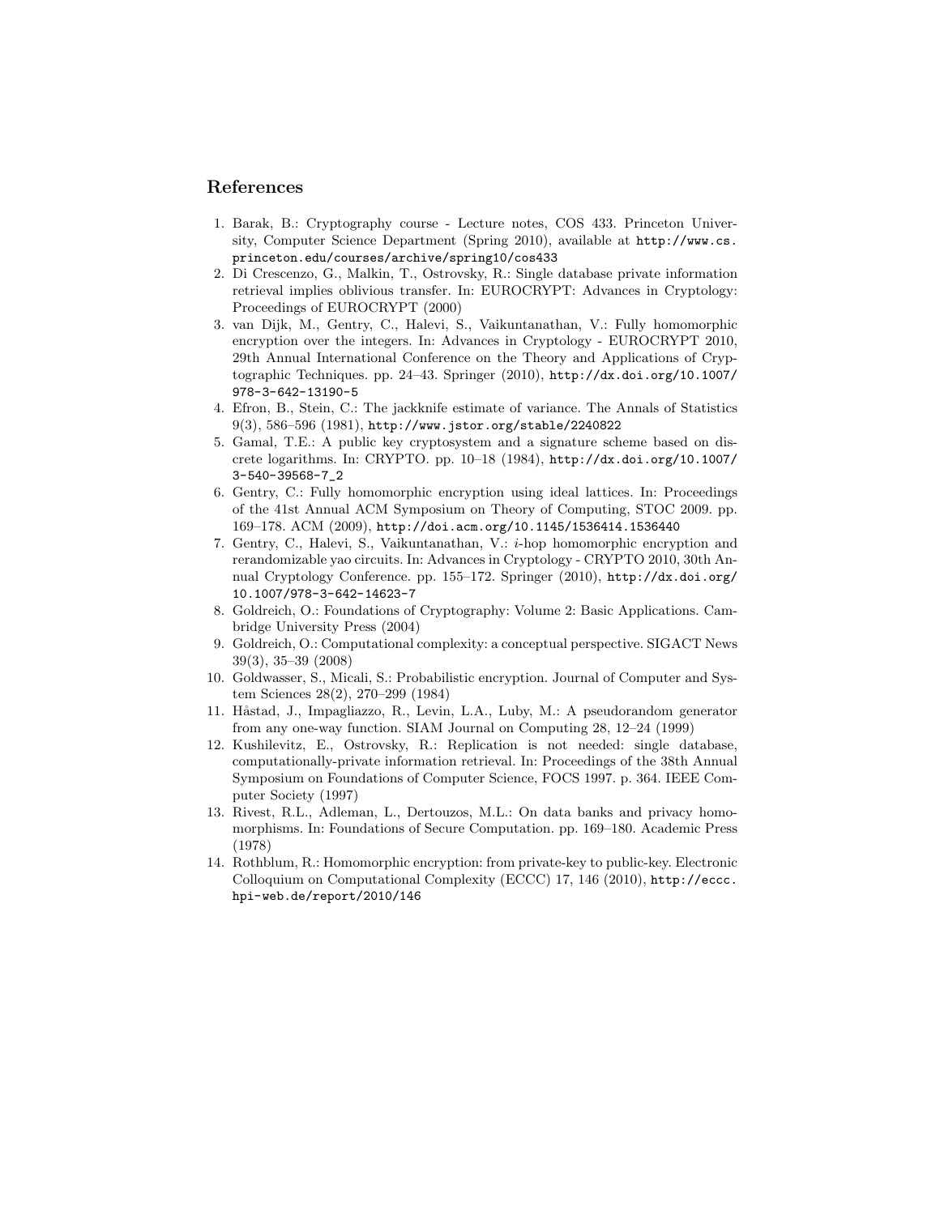## References

1. Barak, B.: Cryptography course - Lecture notes, COS 433. Princeton University, Computer Science Department (Spring 2010), available at http://www.cs.princeton.edu/courses/archive/spring10/cos433
2. Di Crescenzo, G., Malkin, T., Ostrovsky, R.: Single database private information retrieval implies oblivious transfer. In: EUROCRYPT: Advances in Cryptology: Proceedings of EUROCRYPT (2000)
3. van Dijk, M., Gentry, C., Halevi, S., Vaikuntanathan, V.: Fully homomorphic encryption over the integers. In: Advances in Cryptology - EUROCRYPT 2010, 29th Annual International Conference on the Theory and Applications of Cryptographic Techniques. pp. 24–43. Springer (2010), http://dx.doi.org/10.1007/978-3-642-13190-5
4. Efron, B., Stein, C.: The jackknife estimate of variance. The Annals of Statistics 9(3), 586–596 (1981), http://www.jstor.org/stable/2240822
5. Gamal, T.E.: A public key cryptosystem and a signature scheme based on discrete logarithms. In: CRYPTO. pp. 10–18 (1984), http://dx.doi.org/10.1007/3-540-39568-7_2
6. Gentry, C.: Fully homomorphic encryption using ideal lattices. In: Proceedings of the 41st Annual ACM Symposium on Theory of Computing, STOC 2009. pp. 169–178. ACM (2009), http://doi.acm.org/10.1145/1536414.1536440
7. Gentry, C., Halevi, S., Vaikuntanathan, V.: *i*-hop homomorphic encryption and rerandomizable yao circuits. In: Advances in Cryptology - CRYPTO 2010, 30th Annual Cryptology Conference. pp. 155–172. Springer (2010), http://dx.doi.org/10.1007/978-3-642-14623-7
8. Goldreich, O.: Foundations of Cryptography: Volume 2: Basic Applications. Cambridge University Press (2004)
9. Goldreich, O.: Computational complexity: a conceptual perspective. SIGACT News 39(3), 35–39 (2008)
10. Goldwasser, S., Micali, S.: Probabilistic encryption. Journal of Computer and System Sciences 28(2), 270–299 (1984)
11. Håstad, J., Impagliazzo, R., Levin, L.A., Luby, M.: A pseudorandom generator from any one-way function. SIAM Journal on Computing 28, 12–24 (1999)
12. Kushilevitz, E., Ostrovsky, R.: Replication is not needed: single database, computationally-private information retrieval. In: Proceedings of the 38th Annual Symposium on Foundations of Computer Science, FOCS 1997. p. 364. IEEE Computer Society (1997)
13. Rivest, R.L., Adleman, L., Dertouzos, M.L.: On data banks and privacy homomorphisms. In: Foundations of Secure Computation. pp. 169–180. Academic Press (1978)
14. Rothblum, R.: Homomorphic encryption: from private-key to public-key. Electronic Colloquium on Computational Complexity (ECCC) 17, 146 (2010), http://eccc.hpi-web.de/report/2010/146